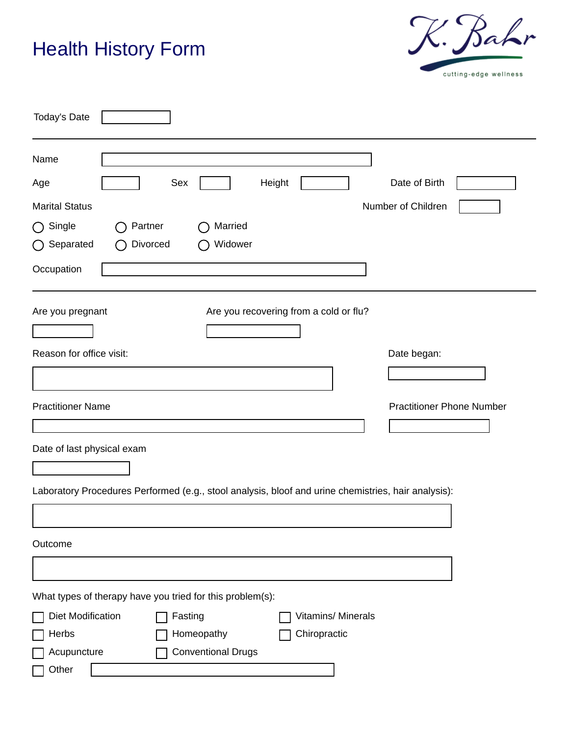# Health History Form

K. Bahr
cutting-edge wellness

Today's Date

---

Name

Age | Sex | Height | Date of Birth

Marital Status

Number of Children

- ○ Single
- ○ Partner
- ○ Married
- ○ Separated
- ○ Divorced
- ○ Widower

Occupation

---

Are you pregnant

Are you recovering from a cold or flu?

Reason for office visit:

Date began:

Practitioner Name

Practitioner Phone Number

Date of last physical exam

Laboratory Procedures Performed (e.g., stool analysis, bloof and urine chemistries, hair analysis):

Outcome

What types of therapy have you tried for this problem(s):

- ☐ Diet Modification
- ☐ Fasting
- ☐ Vitamins/ Minerals
- ☐ Herbs
- ☐ Homeopathy
- ☐ Chiropractic
- ☐ Acupuncture
- ☐ Conventional Drugs
- ☐ Other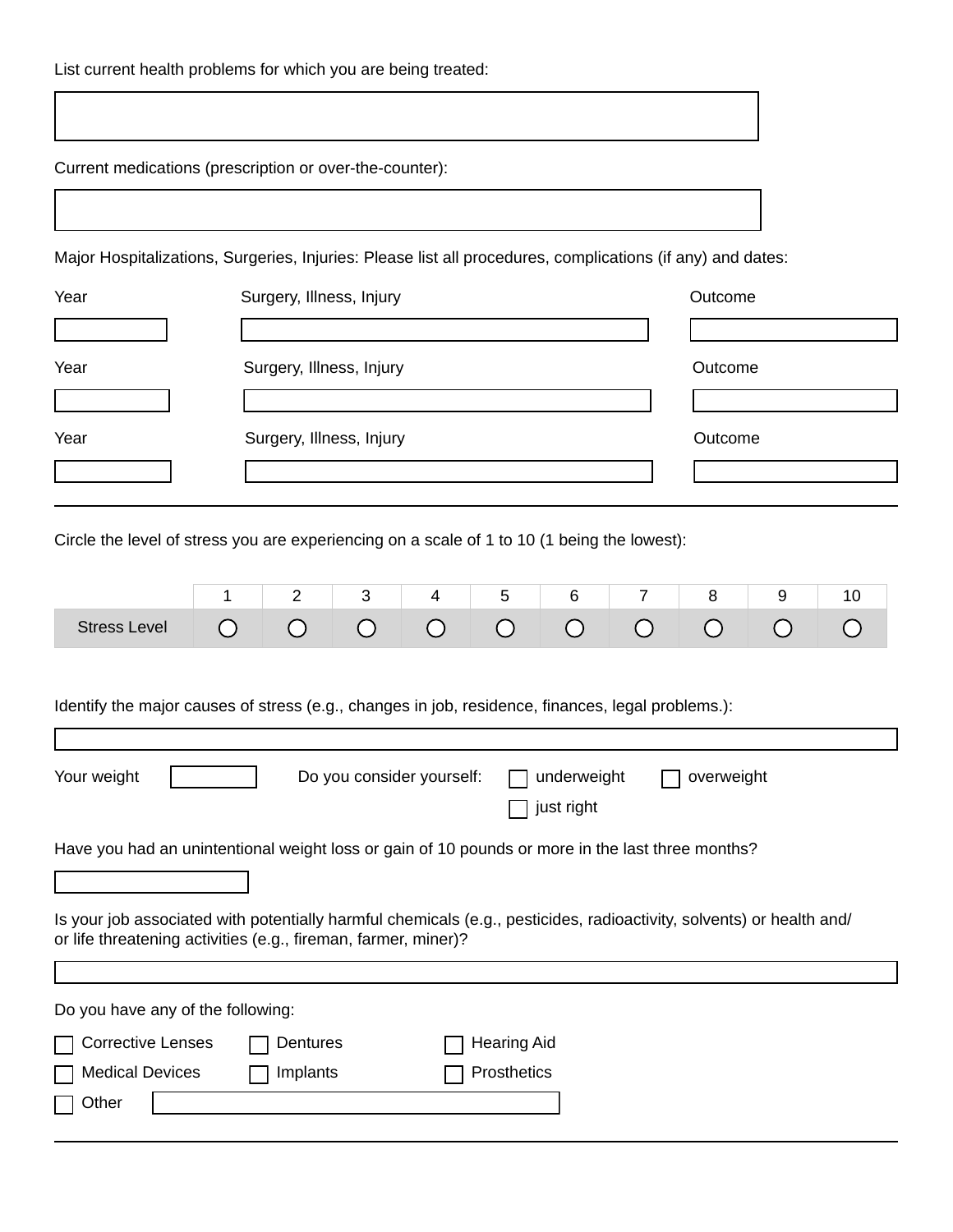List current health problems for which you are being treated:

Current medications (prescription or over-the-counter):

Major Hospitalizations, Surgeries, Injuries: Please list all procedures, complications (if any) and dates:

| Year | Surgery, Illness, Injury | Outcome |
| --- | --- | --- |
| | | |
| | | |
| | | |

---

Circle the level of stress you are experiencing on a scale of 1 to 10 (1 being the lowest):

| | 1 | 2 | 3 | 4 | 5 | 6 | 7 | 8 | 9 | 10 |
| --- | --- | --- | --- | --- | --- | --- | --- | --- | --- | --- |
| Stress Level | ○ | ○ | ○ | ○ | ○ | ○ | ○ | ○ | ○ | ○ |

Identify the major causes of stress (e.g., changes in job, residence, finances, legal problems.):

Your weight

Do you consider yourself: ☐ underweight ☐ overweight ☐ just right

Have you had an unintentional weight loss or gain of 10 pounds or more in the last three months?

Is your job associated with potentially harmful chemicals (e.g., pesticides, radioactivity, solvents) or health and/or life threatening activities (e.g., fireman, farmer, miner)?

Do you have any of the following:

☐ Corrective Lenses ☐ Dentures ☐ Hearing Aid

☐ Medical Devices ☐ Implants ☐ Prosthetics

☐ Other

---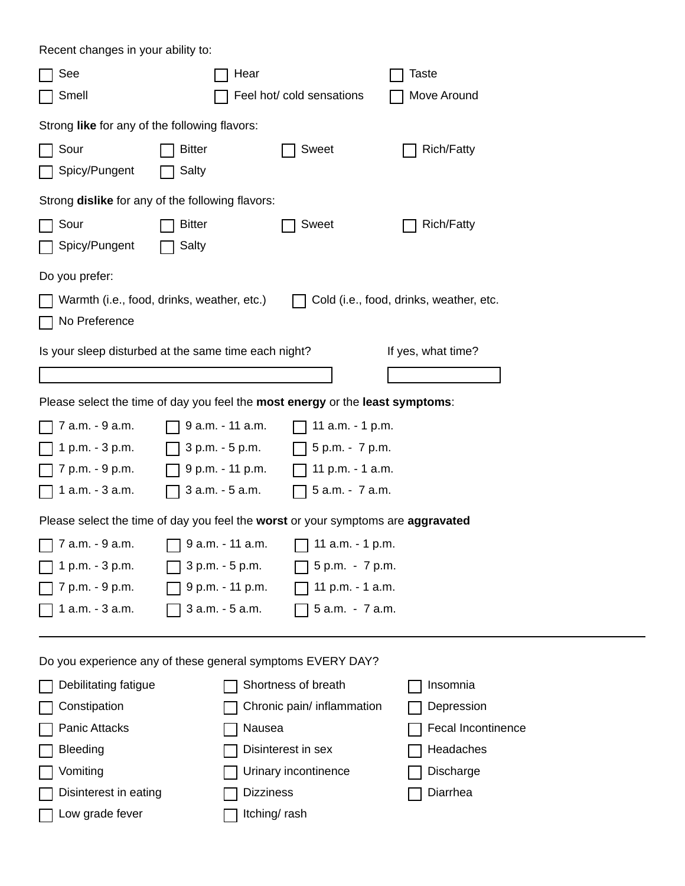Recent changes in your ability to:

- [ ] See
- [ ] Hear
- [ ] Taste
- [ ] Smell
- [ ] Feel hot/ cold sensations
- [ ] Move Around

Strong **like** for any of the following flavors:

- [ ] Sour
- [ ] Bitter
- [ ] Sweet
- [ ] Rich/Fatty
- [ ] Spicy/Pungent
- [ ] Salty

Strong **dislike** for any of the following flavors:

- [ ] Sour
- [ ] Bitter
- [ ] Sweet
- [ ] Rich/Fatty
- [ ] Spicy/Pungent
- [ ] Salty

Do you prefer:

- [ ] Warmth (i.e., food, drinks, weather, etc.)
- [ ] Cold (i.e., food, drinks, weather, etc.
- [ ] No Preference

Is your sleep disturbed at the same time each night? ____________________ If yes, what time? ____________

Please select the time of day you feel the **most energy** or the **least symptoms**:

- [ ] 7 a.m. - 9 a.m.
- [ ] 9 a.m. - 11 a.m.
- [ ] 11 a.m. - 1 p.m.
- [ ] 1 p.m. - 3 p.m.
- [ ] 3 p.m. - 5 p.m.
- [ ] 5 p.m. - 7 p.m.
- [ ] 7 p.m. - 9 p.m.
- [ ] 9 p.m. - 11 p.m.
- [ ] 11 p.m. - 1 a.m.
- [ ] 1 a.m. - 3 a.m.
- [ ] 3 a.m. - 5 a.m.
- [ ] 5 a.m. - 7 a.m.

Please select the time of day you feel the **worst** or your symptoms are **aggravated**

- [ ] 7 a.m. - 9 a.m.
- [ ] 9 a.m. - 11 a.m.
- [ ] 11 a.m. - 1 p.m.
- [ ] 1 p.m. - 3 p.m.
- [ ] 3 p.m. - 5 p.m.
- [ ] 5 p.m. - 7 p.m.
- [ ] 7 p.m. - 9 p.m.
- [ ] 9 p.m. - 11 p.m.
- [ ] 11 p.m. - 1 a.m.
- [ ] 1 a.m. - 3 a.m.
- [ ] 3 a.m. - 5 a.m.
- [ ] 5 a.m. - 7 a.m.

---

Do you experience any of these general symptoms EVERY DAY?

- [ ] Debilitating fatigue
- [ ] Shortness of breath
- [ ] Insomnia
- [ ] Constipation
- [ ] Chronic pain/ inflammation
- [ ] Depression
- [ ] Panic Attacks
- [ ] Nausea
- [ ] Fecal Incontinence
- [ ] Bleeding
- [ ] Disinterest in sex
- [ ] Headaches
- [ ] Vomiting
- [ ] Urinary incontinence
- [ ] Discharge
- [ ] Disinterest in eating
- [ ] Dizziness
- [ ] Diarrhea
- [ ] Low grade fever
- [ ] Itching/ rash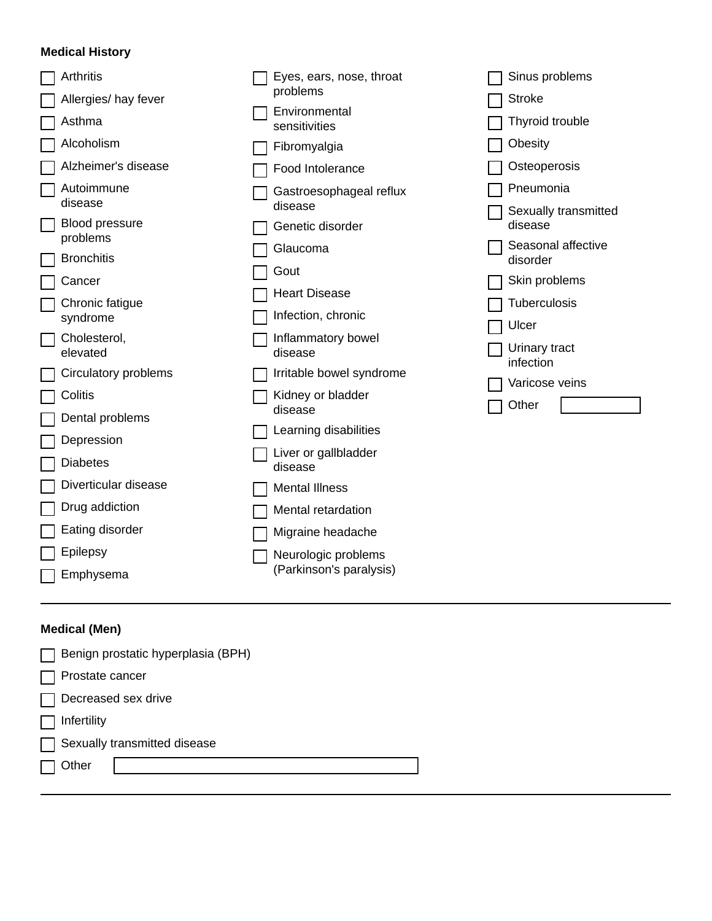**Medical History**

- [ ] Arthritis
- [ ] Allergies/ hay fever
- [ ] Asthma
- [ ] Alcoholism
- [ ] Alzheimer's disease
- [ ] Autoimmune disease
- [ ] Blood pressure problems
- [ ] Bronchitis
- [ ] Cancer
- [ ] Chronic fatigue syndrome
- [ ] Cholesterol, elevated
- [ ] Circulatory problems
- [ ] Colitis
- [ ] Dental problems
- [ ] Depression
- [ ] Diabetes
- [ ] Diverticular disease
- [ ] Drug addiction
- [ ] Eating disorder
- [ ] Epilepsy
- [ ] Emphysema
- [ ] Eyes, ears, nose, throat problems
- [ ] Environmental sensitivities
- [ ] Fibromyalgia
- [ ] Food Intolerance
- [ ] Gastroesophageal reflux disease
- [ ] Genetic disorder
- [ ] Glaucoma
- [ ] Gout
- [ ] Heart Disease
- [ ] Infection, chronic
- [ ] Inflammatory bowel disease
- [ ] Irritable bowel syndrome
- [ ] Kidney or bladder disease
- [ ] Learning disabilities
- [ ] Liver or gallbladder disease
- [ ] Mental Illness
- [ ] Mental retardation
- [ ] Migraine headache
- [ ] Neurologic problems (Parkinson's paralysis)
- [ ] Sinus problems
- [ ] Stroke
- [ ] Thyroid trouble
- [ ] Obesity
- [ ] Osteoperosis
- [ ] Pneumonia
- [ ] Sexually transmitted disease
- [ ] Seasonal affective disorder
- [ ] Skin problems
- [ ] Tuberculosis
- [ ] Ulcer
- [ ] Urinary tract infection
- [ ] Varicose veins
- [ ] Other ____________

---

**Medical (Men)**

- [ ] Benign prostatic hyperplasia (BPH)
- [ ] Prostate cancer
- [ ] Decreased sex drive
- [ ] Infertility
- [ ] Sexually transmitted disease
- [ ] Other ____________

---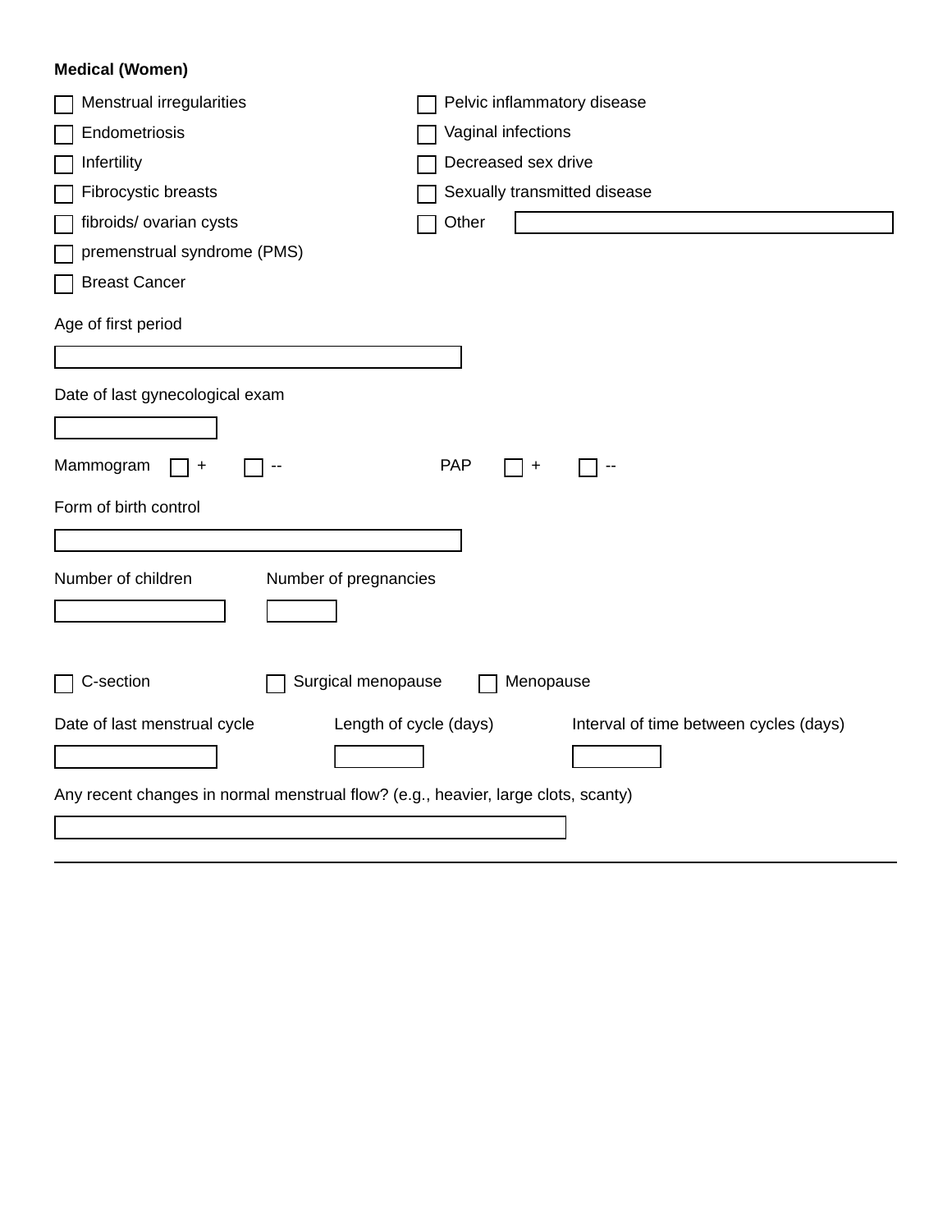**Medical (Women)**

- ☐ Menstrual irregularities
- ☐ Endometriosis
- ☐ Infertility
- ☐ Fibrocystic breasts
- ☐ fibroids/ ovarian cysts
- ☐ premenstrual syndrome (PMS)
- ☐ Breast Cancer
- ☐ Pelvic inflammatory disease
- ☐ Vaginal infections
- ☐ Decreased sex drive
- ☐ Sexually transmitted disease
- ☐ Other ______

Age of first period

______

Date of last gynecological exam

______

Mammogram ☐ + ☐ --     PAP ☐ + ☐ --

Form of birth control

______

Number of children ______     Number of pregnancies ______

☐ C-section     ☐ Surgical menopause     ☐ Menopause

Date of last menstrual cycle ______     Length of cycle (days) ______     Interval of time between cycles (days) ______

Any recent changes in normal menstrual flow? (e.g., heavier, large clots, scanty)

______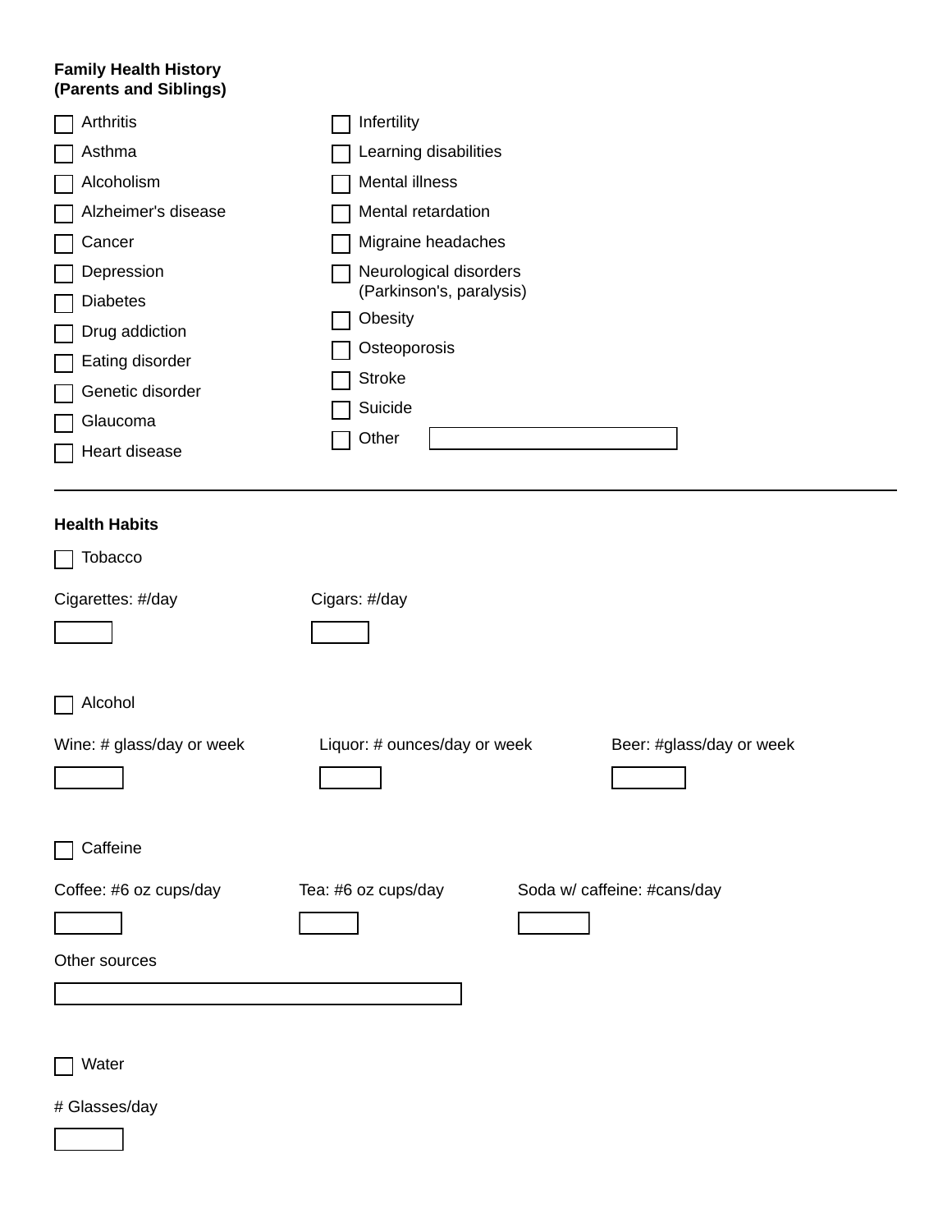**Family Health History**
**(Parents and Siblings)**

- [ ] Arthritis
- [ ] Asthma
- [ ] Alcoholism
- [ ] Alzheimer's disease
- [ ] Cancer
- [ ] Depression
- [ ] Diabetes
- [ ] Drug addiction
- [ ] Eating disorder
- [ ] Genetic disorder
- [ ] Glaucoma
- [ ] Heart disease
- [ ] Infertility
- [ ] Learning disabilities
- [ ] Mental illness
- [ ] Mental retardation
- [ ] Migraine headaches
- [ ] Neurological disorders (Parkinson's, paralysis)
- [ ] Obesity
- [ ] Osteoporosis
- [ ] Stroke
- [ ] Suicide
- [ ] Other ____________________

---

**Health Habits**

- [ ] Tobacco

Cigarettes: #/day ______

Cigars: #/day ______

- [ ] Alcohol

Wine: # glass/day or week ______

Liquor: # ounces/day or week ______

Beer: #glass/day or week ______

- [ ] Caffeine

Coffee: #6 oz cups/day ______

Tea: #6 oz cups/day ______

Soda w/ caffeine: #cans/day ______

Other sources ____________________

- [ ] Water

# Glasses/day ______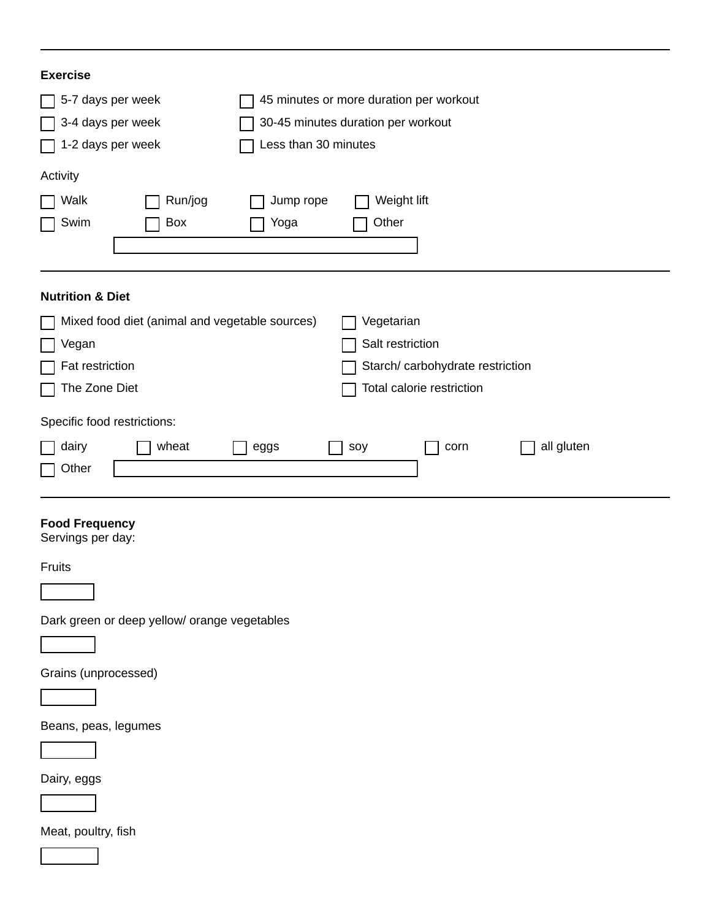**Exercise**

- ☐ 5-7 days per week
- ☐ 3-4 days per week
- ☐ 1-2 days per week

- ☐ 45 minutes or more duration per workout
- ☐ 30-45 minutes duration per workout
- ☐ Less than 30 minutes

Activity

- ☐ Walk
- ☐ Run/jog
- ☐ Jump rope
- ☐ Weight lift
- ☐ Swim
- ☐ Box
- ☐ Yoga
- ☐ Other ______________________

**Nutrition & Diet**

- ☐ Mixed food diet (animal and vegetable sources)
- ☐ Vegan
- ☐ Fat restriction
- ☐ The Zone Diet
- ☐ Vegetarian
- ☐ Salt restriction
- ☐ Starch/ carbohydrate restriction
- ☐ Total calorie restriction

Specific food restrictions:

- ☐ dairy
- ☐ wheat
- ☐ eggs
- ☐ soy
- ☐ corn
- ☐ all gluten
- ☐ Other ______________________

**Food Frequency**
Servings per day:

Fruits

______

Dark green or deep yellow/ orange vegetables

______

Grains (unprocessed)

______

Beans, peas, legumes

______

Dairy, eggs

______

Meat, poultry, fish

______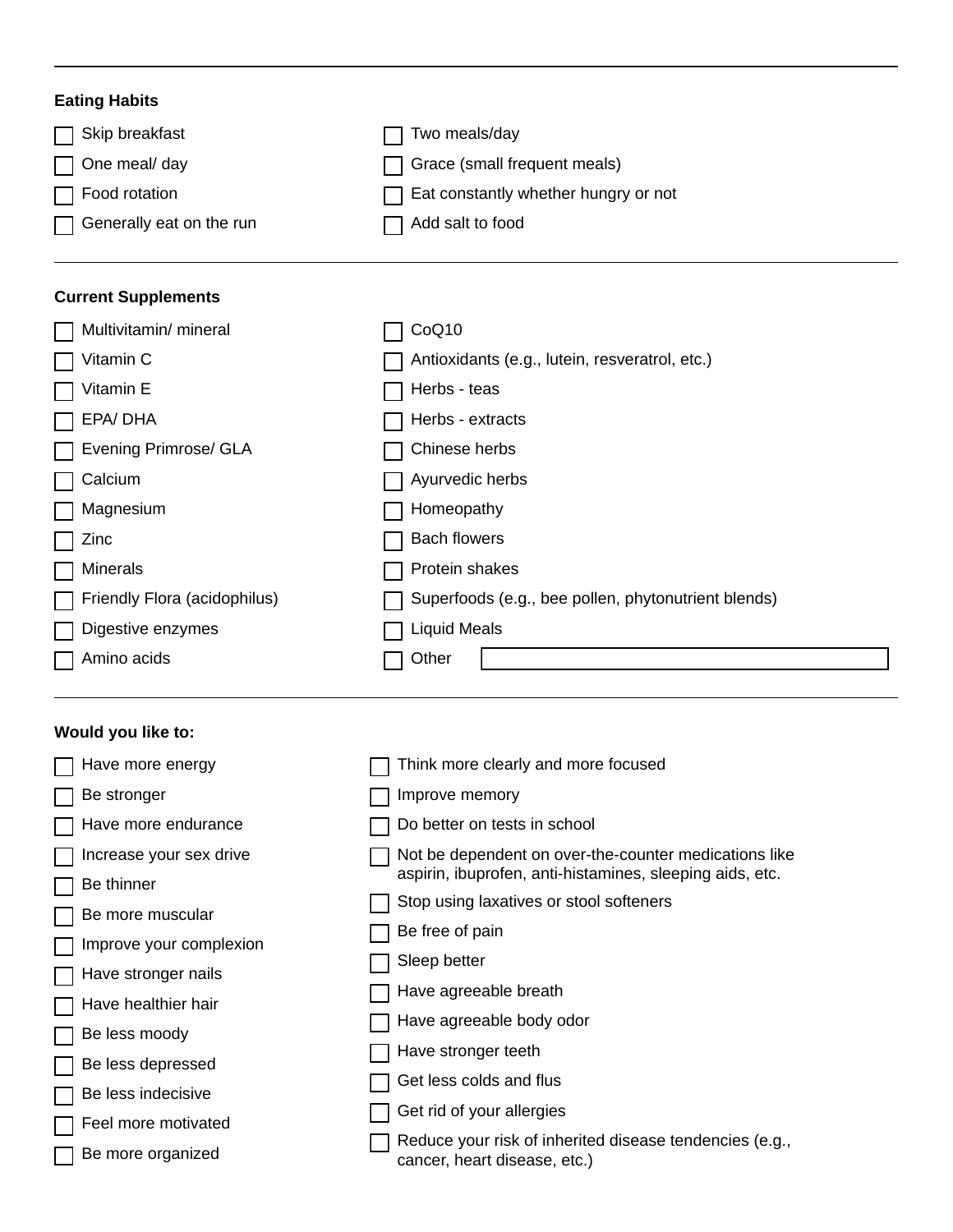### Eating Habits

- [ ] Skip breakfast
- [ ] One meal/ day
- [ ] Food rotation
- [ ] Generally eat on the run
- [ ] Two meals/day
- [ ] Grace (small frequent meals)
- [ ] Eat constantly whether hungry or not
- [ ] Add salt to food

---

### Current Supplements

- [ ] Multivitamin/ mineral
- [ ] Vitamin C
- [ ] Vitamin E
- [ ] EPA/ DHA
- [ ] Evening Primrose/ GLA
- [ ] Calcium
- [ ] Magnesium
- [ ] Zinc
- [ ] Minerals
- [ ] Friendly Flora (acidophilus)
- [ ] Digestive enzymes
- [ ] Amino acids
- [ ] CoQ10
- [ ] Antioxidants (e.g., lutein, resveratrol, etc.)
- [ ] Herbs - teas
- [ ] Herbs - extracts
- [ ] Chinese herbs
- [ ] Ayurvedic herbs
- [ ] Homeopathy
- [ ] Bach flowers
- [ ] Protein shakes
- [ ] Superfoods (e.g., bee pollen, phytonutrient blends)
- [ ] Liquid Meals
- [ ] Other ______________________

---

### Would you like to:

- [ ] Have more energy
- [ ] Be stronger
- [ ] Have more endurance
- [ ] Increase your sex drive
- [ ] Be thinner
- [ ] Be more muscular
- [ ] Improve your complexion
- [ ] Have stronger nails
- [ ] Have healthier hair
- [ ] Be less moody
- [ ] Be less depressed
- [ ] Be less indecisive
- [ ] Feel more motivated
- [ ] Be more organized
- [ ] Think more clearly and more focused
- [ ] Improve memory
- [ ] Do better on tests in school
- [ ] Not be dependent on over-the-counter medications like aspirin, ibuprofen, anti-histamines, sleeping aids, etc.
- [ ] Stop using laxatives or stool softeners
- [ ] Be free of pain
- [ ] Sleep better
- [ ] Have agreeable breath
- [ ] Have agreeable body odor
- [ ] Have stronger teeth
- [ ] Get less colds and flus
- [ ] Get rid of your allergies
- [ ] Reduce your risk of inherited disease tendencies (e.g., cancer, heart disease, etc.)